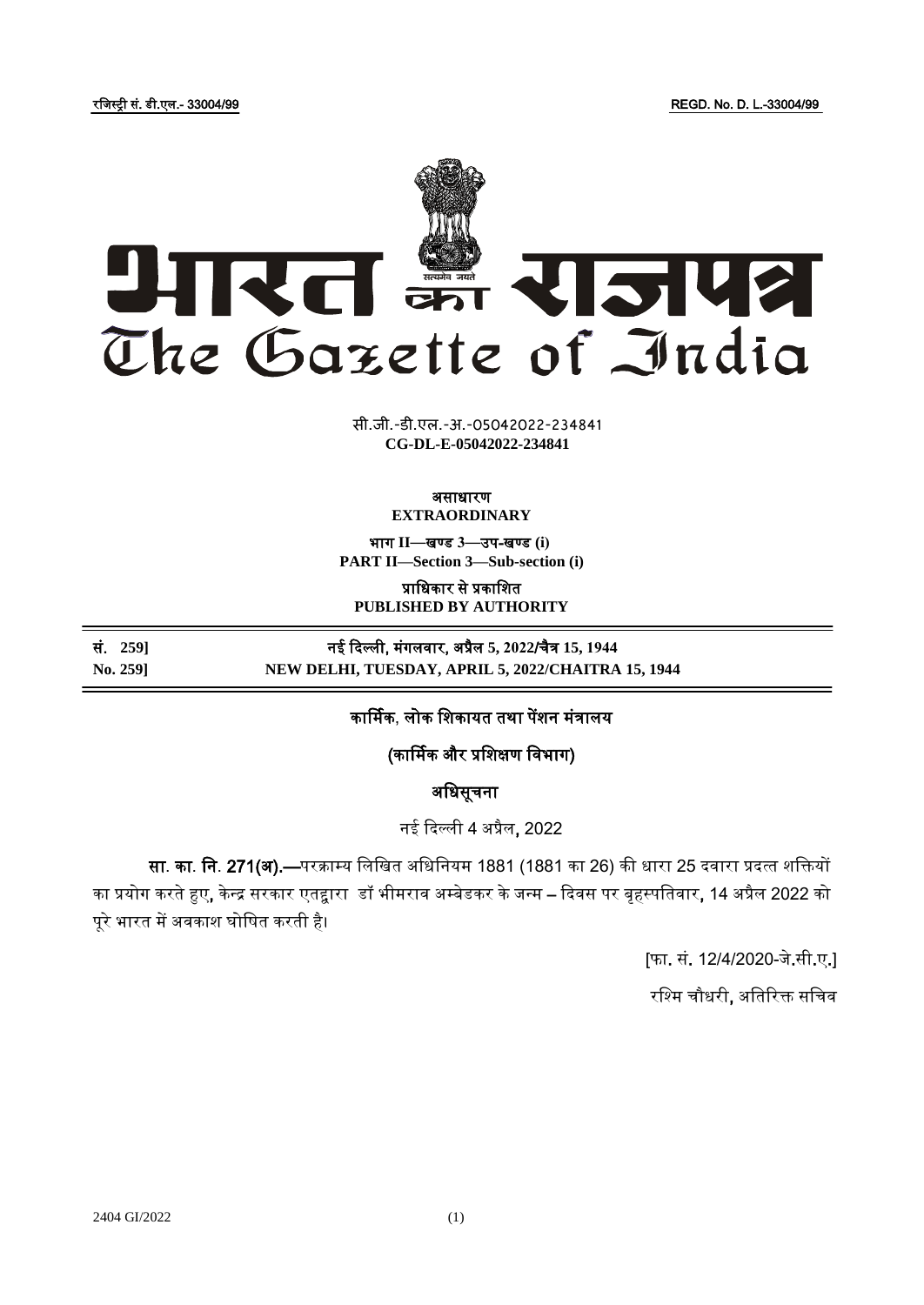रजिस्ट्री सं. डी.एल.- 33004/99 REGD. No. D. L.-33004/99

# भारत का राजपत्र
# The Gazette of India

सी.जी.-डी.एल.-अ.-05042022-234841
**CG-DL-E-05042022-234841**

असाधारण
**EXTRAORDINARY**

भाग II—खण्ड 3—उप-खण्ड (i)
**PART II—Section 3—Sub-section (i)**

प्राधिकार से प्रकाशित
**PUBLISHED BY AUTHORITY**

| | |
|---|---|
| **सं. 259]** | **नई दिल्ली, मंगलवार, अप्रैल 5, 2022/चैत्र 15, 1944** |
| **No. 259]** | **NEW DELHI, TUESDAY, APRIL 5, 2022/CHAITRA 15, 1944** |

## कार्मिक, लोक शिकायत तथा पेंशन मंत्रालय

## (कार्मिक और प्रशिक्षण विभाग)

## अधिसूचना

नई दिल्ली 4 अप्रैल, 2022

**सा. का. नि. 271(अ).—**परक्राम्य लिखित अधिनियम 1881 (1881 का 26) की धारा 25 दवारा प्रदत्त शक्तियों का प्रयोग करते हुए, केन्द्र सरकार एतद्वारा डॉ भीमराव अम्बेडकर के जन्म – दिवस पर बृहस्पतिवार, 14 अप्रैल 2022 को पूरे भारत में अवकाश घोषित करती है।

[फा. सं. 12/4/2020-जे.सी.ए.]

रश्मि चौधरी, अतिरिक्त सचिव

2404 GI/2022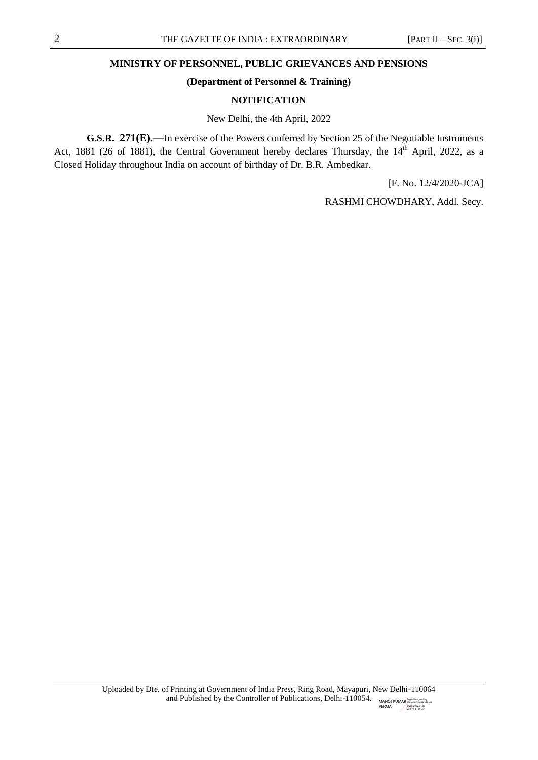**MINISTRY OF PERSONNEL, PUBLIC GRIEVANCES AND PENSIONS**

**(Department of Personnel & Training)**

**NOTIFICATION**

New Delhi, the 4th April, 2022

**G.S.R. 271(E).—**In exercise of the Powers conferred by Section 25 of the Negotiable Instruments Act, 1881 (26 of 1881), the Central Government hereby declares Thursday, the 14th April, 2022, as a Closed Holiday throughout India on account of birthday of Dr. B.R. Ambedkar.

[F. No. 12/4/2020-JCA]

RASHMI CHOWDHARY, Addl. Secy.

Uploaded by Dte. of Printing at Government of India Press, Ring Road, Mayapuri, New Delhi-110064 and Published by the Controller of Publications, Delhi-110054.